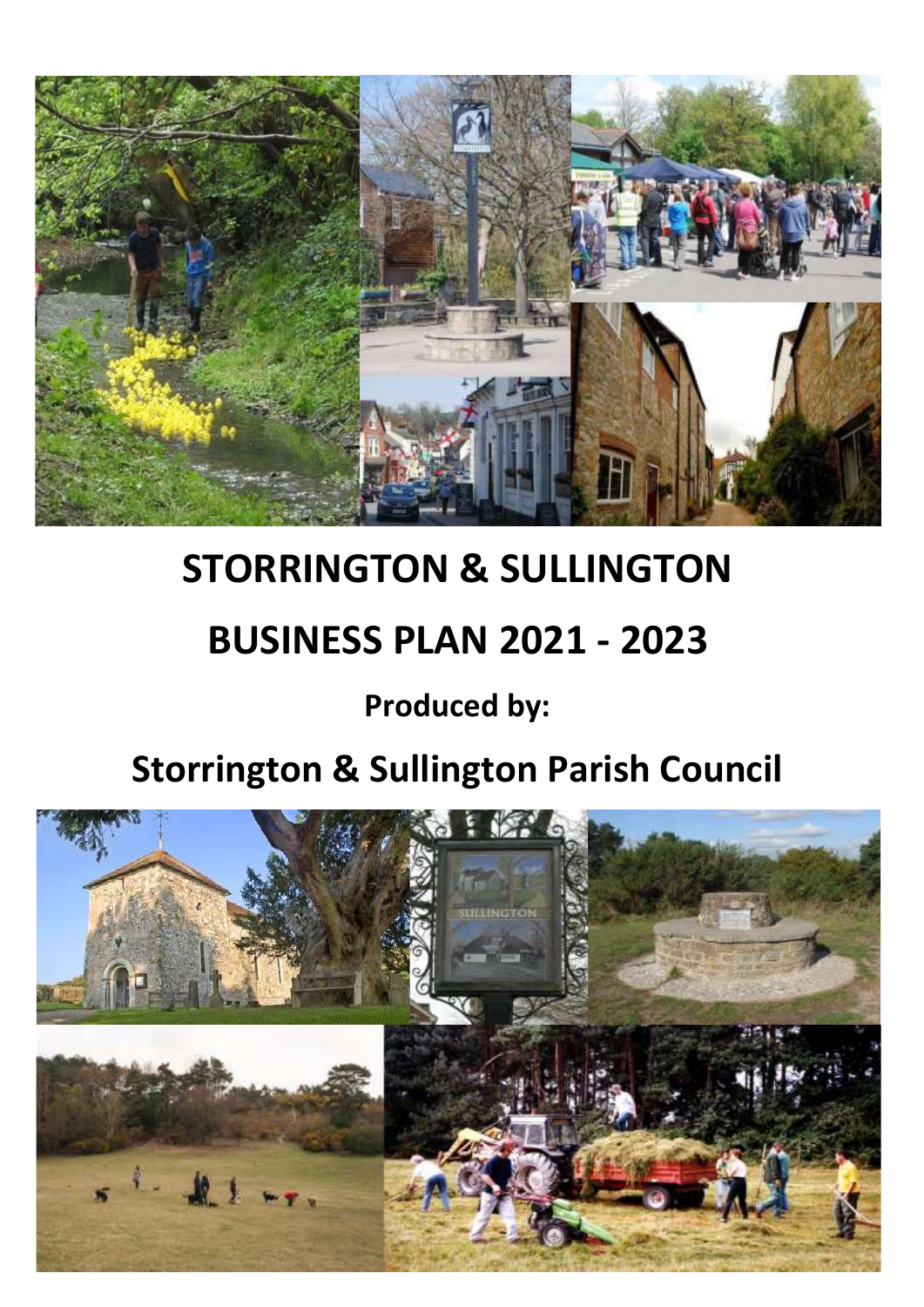# STORRINGTON & SULLINGTON

# BUSINESS PLAN 2021 - 2023

**Produced by:**

## Storrington & Sullington Parish Council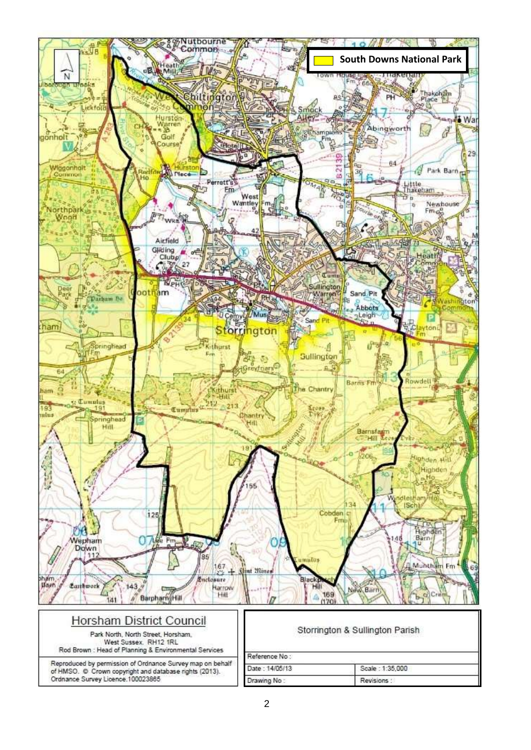**South Downs National Park**

Horsham District Council

Park North, North Street, Horsham,
West Sussex. RH12 1RL
Rod Brown : Head of Planning & Environmental Services

Reproduced by permission of Ordnance Survey map on behalf of HMSO. © Crown copyright and database rights (2013). Ordnance Survey Licence.100023865

| Storrington & Sullington Parish | |
|---|---|
| Reference No : | |
| Date : 14/05/13 | Scale : 1:35,000 |
| Drawing No : | Revisions : |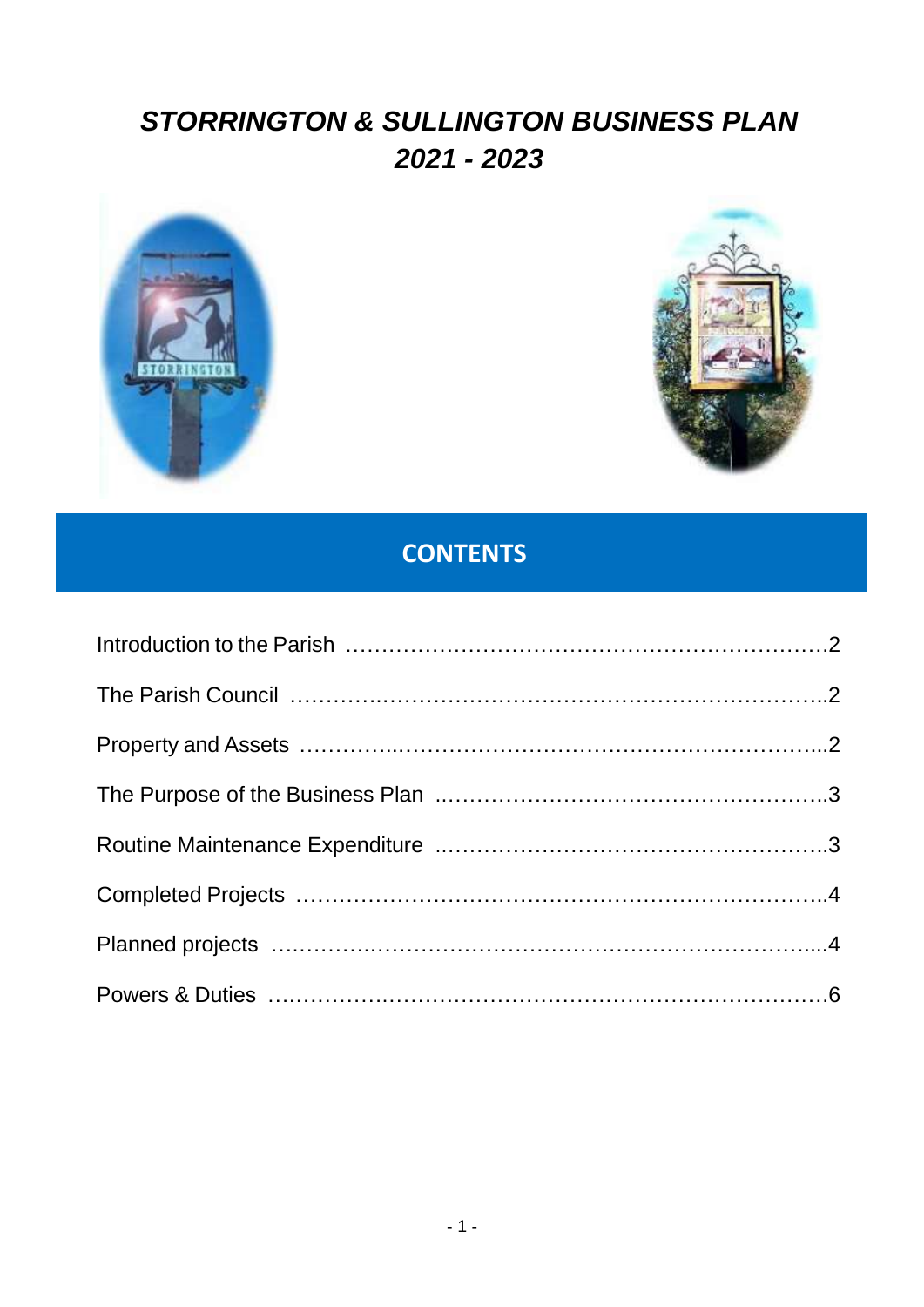# *STORRINGTON & SULLINGTON BUSINESS PLAN 2021 - 2023*

## CONTENTS

| | |
|---|---|
| Introduction to the Parish | 2 |
| The Parish Council | 2 |
| Property and Assets | 2 |
| The Purpose of the Business Plan | 3 |
| Routine Maintenance Expenditure | 3 |
| Completed Projects | 4 |
| Planned projects | 4 |
| Powers & Duties | 6 |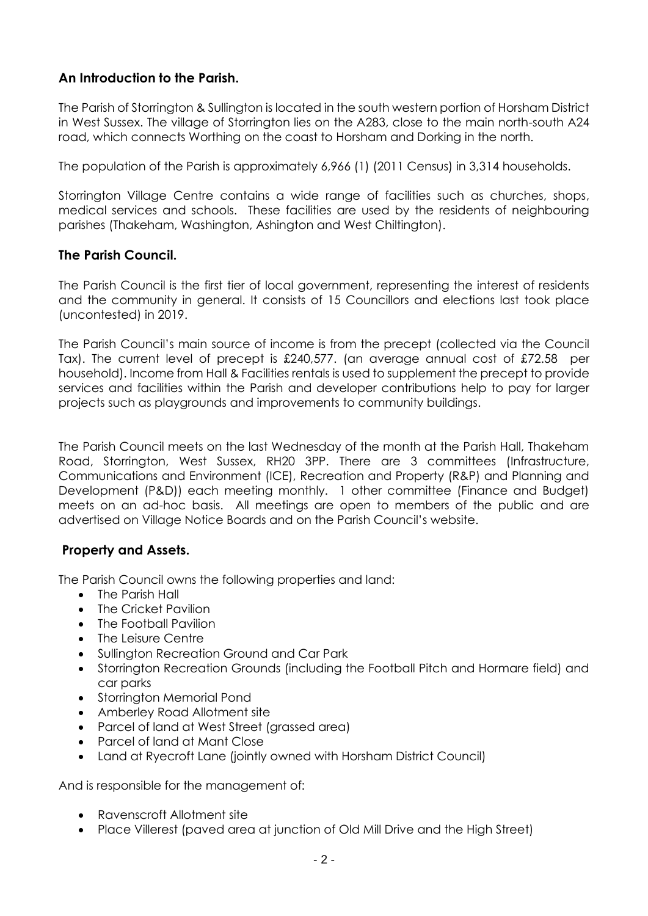## An Introduction to the Parish.

The Parish of Storrington & Sullington is located in the south western portion of Horsham District in West Sussex. The village of Storrington lies on the A283, close to the main north-south A24 road, which connects Worthing on the coast to Horsham and Dorking in the north.

The population of the Parish is approximately 6,966 (1) (2011 Census) in 3,314 households.

Storrington Village Centre contains a wide range of facilities such as churches, shops, medical services and schools. These facilities are used by the residents of neighbouring parishes (Thakeham, Washington, Ashington and West Chiltington).

## The Parish Council.

The Parish Council is the first tier of local government, representing the interest of residents and the community in general. It consists of 15 Councillors and elections last took place (uncontested) in 2019.

The Parish Council's main source of income is from the precept (collected via the Council Tax). The current level of precept is £240,577. (an average annual cost of £72.58 per household). Income from Hall & Facilities rentals is used to supplement the precept to provide services and facilities within the Parish and developer contributions help to pay for larger projects such as playgrounds and improvements to community buildings.

The Parish Council meets on the last Wednesday of the month at the Parish Hall, Thakeham Road, Storrington, West Sussex, RH20 3PP. There are 3 committees (Infrastructure, Communications and Environment (ICE), Recreation and Property (R&P) and Planning and Development (P&D)) each meeting monthly. 1 other committee (Finance and Budget) meets on an ad-hoc basis. All meetings are open to members of the public and are advertised on Village Notice Boards and on the Parish Council's website.

## Property and Assets.

The Parish Council owns the following properties and land:

- The Parish Hall
- The Cricket Pavilion
- The Football Pavilion
- The Leisure Centre
- Sullington Recreation Ground and Car Park
- Storrington Recreation Grounds (including the Football Pitch and Hormare field) and car parks
- Storrington Memorial Pond
- Amberley Road Allotment site
- Parcel of land at West Street (grassed area)
- Parcel of land at Mant Close
- Land at Ryecroft Lane (jointly owned with Horsham District Council)

And is responsible for the management of:

- Ravenscroft Allotment site
- Place Villerest (paved area at junction of Old Mill Drive and the High Street)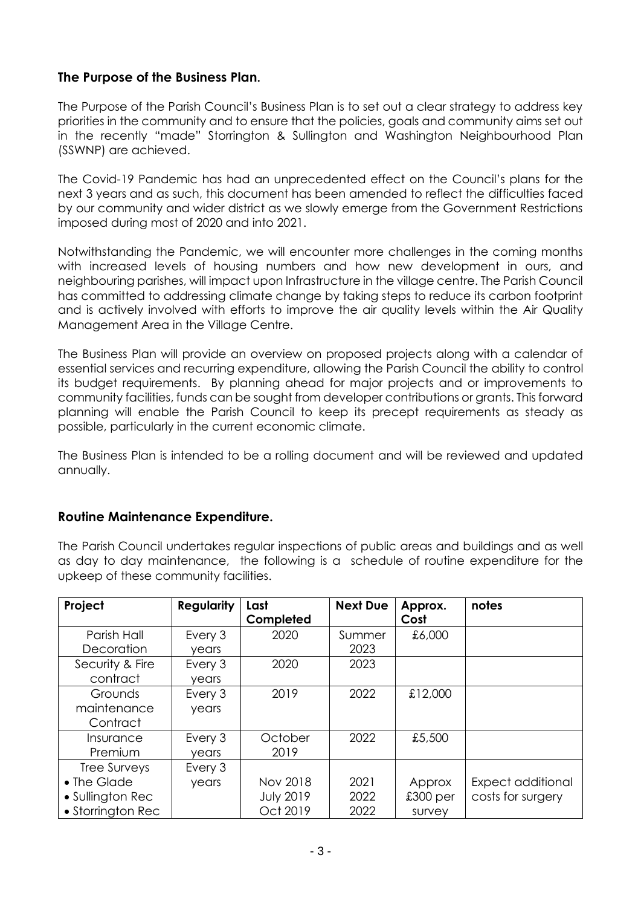## The Purpose of the Business Plan.

The Purpose of the Parish Council's Business Plan is to set out a clear strategy to address key priorities in the community and to ensure that the policies, goals and community aims set out in the recently "made" Storrington & Sullington and Washington Neighbourhood Plan (SSWNP) are achieved.

The Covid-19 Pandemic has had an unprecedented effect on the Council's plans for the next 3 years and as such, this document has been amended to reflect the difficulties faced by our community and wider district as we slowly emerge from the Government Restrictions imposed during most of 2020 and into 2021.

Notwithstanding the Pandemic, we will encounter more challenges in the coming months with increased levels of housing numbers and how new development in ours, and neighbouring parishes, will impact upon Infrastructure in the village centre. The Parish Council has committed to addressing climate change by taking steps to reduce its carbon footprint and is actively involved with efforts to improve the air quality levels within the Air Quality Management Area in the Village Centre.

The Business Plan will provide an overview on proposed projects along with a calendar of essential services and recurring expenditure, allowing the Parish Council the ability to control its budget requirements. By planning ahead for major projects and or improvements to community facilities, funds can be sought from developer contributions or grants. This forward planning will enable the Parish Council to keep its precept requirements as steady as possible, particularly in the current economic climate.

The Business Plan is intended to be a rolling document and will be reviewed and updated annually.

## Routine Maintenance Expenditure.

The Parish Council undertakes regular inspections of public areas and buildings and as well as day to day maintenance, the following is a schedule of routine expenditure for the upkeep of these community facilities.

| Project | Regularity | Last Completed | Next Due | Approx. Cost | notes |
|---|---|---|---|---|---|
| Parish Hall Decoration | Every 3 years | 2020 | Summer 2023 | £6,000 | |
| Security & Fire contract | Every 3 years | 2020 | 2023 | | |
| Grounds maintenance Contract | Every 3 years | 2019 | 2022 | £12,000 | |
| Insurance Premium | Every 3 years | October 2019 | 2022 | £5,500 | |
| Tree Surveys<br>• The Glade<br>• Sullington Rec<br>• Storrington Rec | Every 3 years | <br>Nov 2018<br>July 2019<br>Oct 2019 | <br>2021<br>2022<br>2022 | Approx £300 per survey | Expect additional costs for surgery |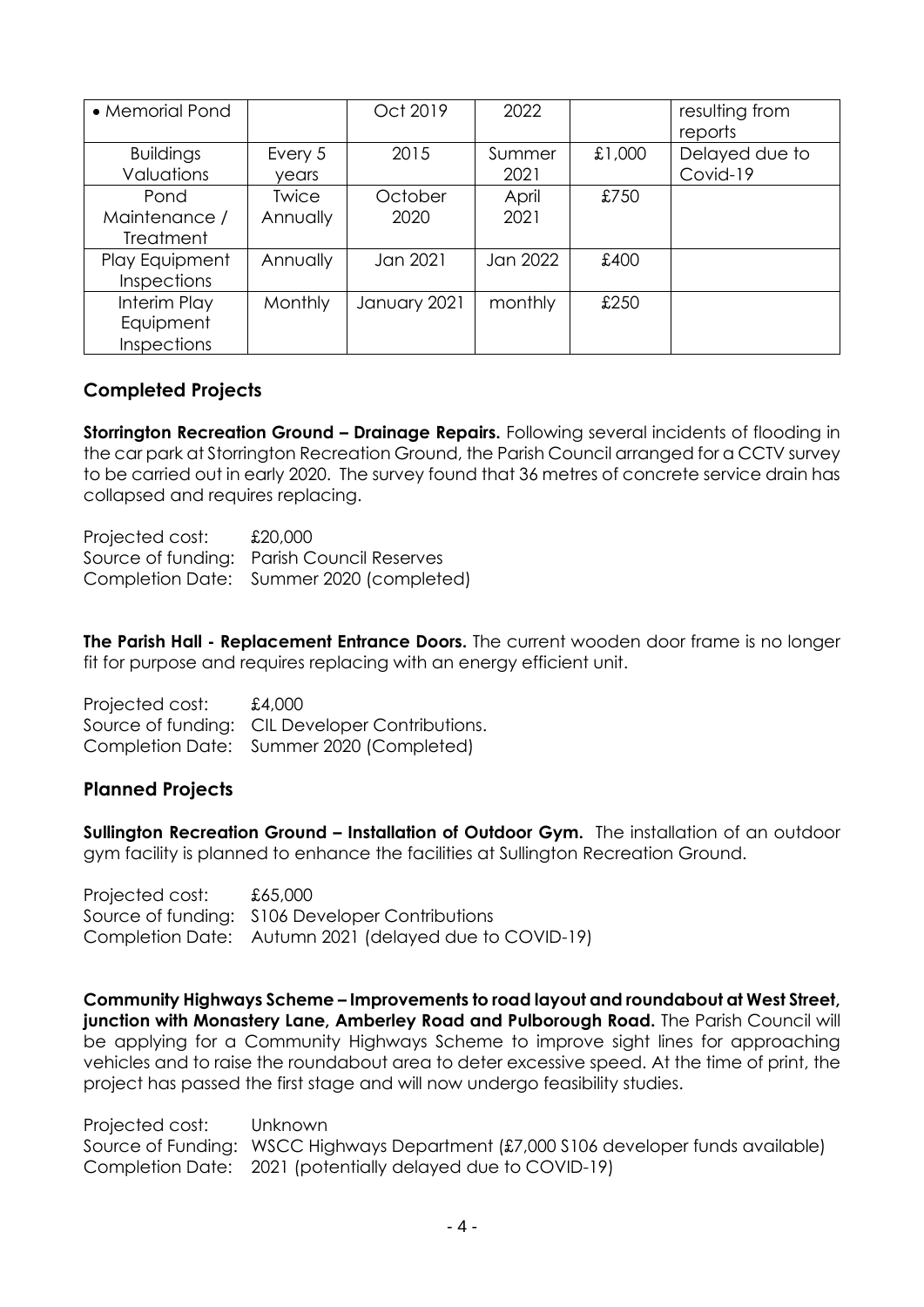| • Memorial Pond | | Oct 2019 | 2022 | | resulting from reports |
|---|---|---|---|---|---|
| Buildings Valuations | Every 5 years | 2015 | Summer 2021 | £1,000 | Delayed due to Covid-19 |
| Pond Maintenance / Treatment | Twice Annually | October 2020 | April 2021 | £750 | |
| Play Equipment Inspections | Annually | Jan 2021 | Jan 2022 | £400 | |
| Interim Play Equipment Inspections | Monthly | January 2021 | monthly | £250 | |

## Completed Projects

**Storrington Recreation Ground – Drainage Repairs.** Following several incidents of flooding in the car park at Storrington Recreation Ground, the Parish Council arranged for a CCTV survey to be carried out in early 2020. The survey found that 36 metres of concrete service drain has collapsed and requires replacing.

Projected cost: £20,000
Source of funding: Parish Council Reserves
Completion Date: Summer 2020 (completed)

**The Parish Hall - Replacement Entrance Doors.** The current wooden door frame is no longer fit for purpose and requires replacing with an energy efficient unit.

Projected cost: £4,000
Source of funding: CIL Developer Contributions.
Completion Date: Summer 2020 (Completed)

## Planned Projects

**Sullington Recreation Ground – Installation of Outdoor Gym.** The installation of an outdoor gym facility is planned to enhance the facilities at Sullington Recreation Ground.

Projected cost: £65,000
Source of funding: S106 Developer Contributions
Completion Date: Autumn 2021 (delayed due to COVID-19)

**Community Highways Scheme – Improvements to road layout and roundabout at West Street, junction with Monastery Lane, Amberley Road and Pulborough Road.** The Parish Council will be applying for a Community Highways Scheme to improve sight lines for approaching vehicles and to raise the roundabout area to deter excessive speed. At the time of print, the project has passed the first stage and will now undergo feasibility studies.

Projected cost: Unknown
Source of Funding: WSCC Highways Department (£7,000 S106 developer funds available)
Completion Date: 2021 (potentially delayed due to COVID-19)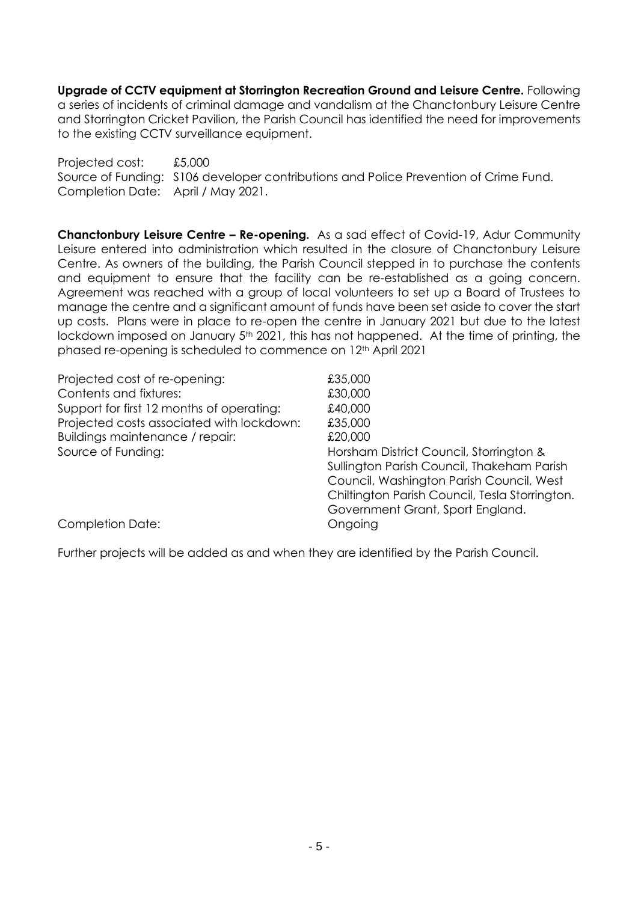**Upgrade of CCTV equipment at Storrington Recreation Ground and Leisure Centre.** Following a series of incidents of criminal damage and vandalism at the Chanctonbury Leisure Centre and Storrington Cricket Pavilion, the Parish Council has identified the need for improvements to the existing CCTV surveillance equipment.

Projected cost: £5,000
Source of Funding: S106 developer contributions and Police Prevention of Crime Fund.
Completion Date: April / May 2021.

**Chanctonbury Leisure Centre – Re-opening.** As a sad effect of Covid-19, Adur Community Leisure entered into administration which resulted in the closure of Chanctonbury Leisure Centre. As owners of the building, the Parish Council stepped in to purchase the contents and equipment to ensure that the facility can be re-established as a going concern. Agreement was reached with a group of local volunteers to set up a Board of Trustees to manage the centre and a significant amount of funds have been set aside to cover the start up costs. Plans were in place to re-open the centre in January 2021 but due to the latest lockdown imposed on January 5th 2021, this has not happened. At the time of printing, the phased re-opening is scheduled to commence on 12th April 2021

| | |
|---|---|
| Projected cost of re-opening: | £35,000 |
| Contents and fixtures: | £30,000 |
| Support for first 12 months of operating: | £40,000 |
| Projected costs associated with lockdown: | £35,000 |
| Buildings maintenance / repair: | £20,000 |
| Source of Funding: | Horsham District Council, Storrington & Sullington Parish Council, Thakeham Parish Council, Washington Parish Council, West Chiltington Parish Council, Tesla Storrington. Government Grant, Sport England. |
| Completion Date: | Ongoing |

Further projects will be added as and when they are identified by the Parish Council.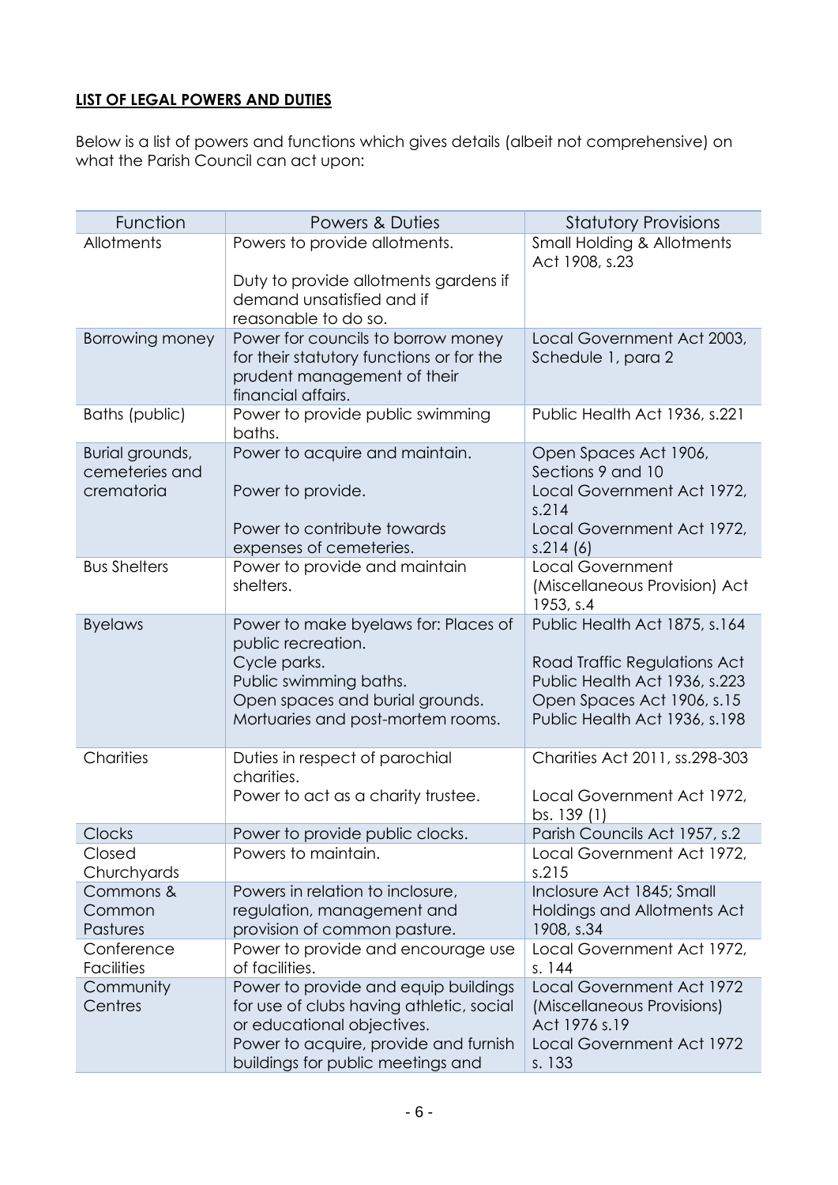**LIST OF LEGAL POWERS AND DUTIES**

Below is a list of powers and functions which gives details (albeit not comprehensive) on what the Parish Council can act upon:

| Function | Powers & Duties | Statutory Provisions |
|---|---|---|
| Allotments | Powers to provide allotments.<br><br>Duty to provide allotments gardens if demand unsatisfied and if reasonable to do so. | Small Holding & Allotments Act 1908, s.23 |
| Borrowing money | Power for councils to borrow money for their statutory functions or for the prudent management of their financial affairs. | Local Government Act 2003, Schedule 1, para 2 |
| Baths (public) | Power to provide public swimming baths. | Public Health Act 1936, s.221 |
| Burial grounds, cemeteries and crematoria | Power to acquire and maintain.<br><br>Power to provide.<br><br>Power to contribute towards expenses of cemeteries. | Open Spaces Act 1906, Sections 9 and 10<br>Local Government Act 1972, s.214<br>Local Government Act 1972, s.214 (6) |
| Bus Shelters | Power to provide and maintain shelters. | Local Government (Miscellaneous Provision) Act 1953, s.4 |
| Byelaws | Power to make byelaws for: Places of public recreation.<br>Cycle parks.<br>Public swimming baths.<br>Open spaces and burial grounds.<br>Mortuaries and post-mortem rooms. | Public Health Act 1875, s.164<br><br>Road Traffic Regulations Act<br>Public Health Act 1936, s.223<br>Open Spaces Act 1906, s.15<br>Public Health Act 1936, s.198 |
| Charities | Duties in respect of parochial charities.<br>Power to act as a charity trustee. | Charities Act 2011, ss.298-303<br><br>Local Government Act 1972, bs. 139 (1) |
| Clocks | Power to provide public clocks. | Parish Councils Act 1957, s.2 |
| Closed Churchyards | Powers to maintain. | Local Government Act 1972, s.215 |
| Commons & Common Pastures | Powers in relation to inclosure, regulation, management and provision of common pasture. | Inclosure Act 1845; Small Holdings and Allotments Act 1908, s.34 |
| Conference Facilities | Power to provide and encourage use of facilities. | Local Government Act 1972, s. 144 |
| Community Centres | Power to provide and equip buildings for use of clubs having athletic, social or educational objectives.<br>Power to acquire, provide and furnish buildings for public meetings and | Local Government Act 1972 (Miscellaneous Provisions) Act 1976 s.19<br>Local Government Act 1972 s. 133 |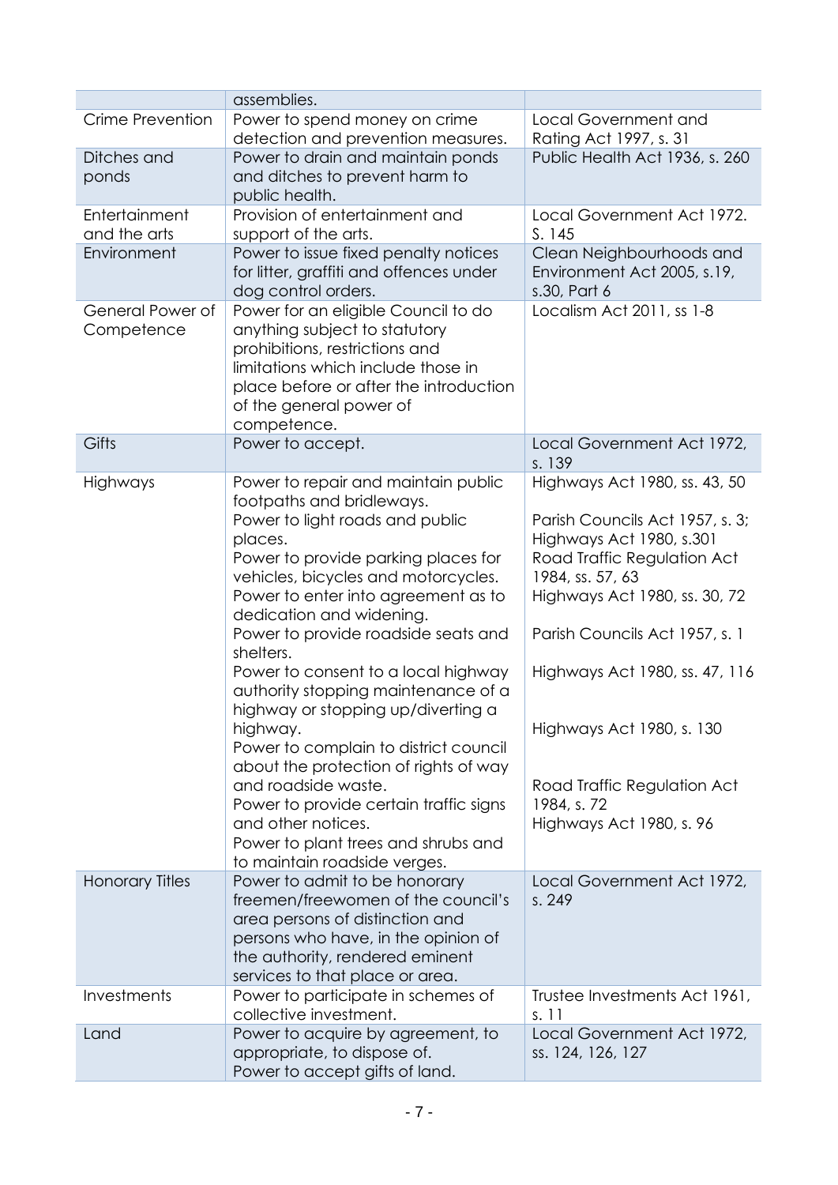| | | |
|---|---|---|
| | assemblies. | |
| Crime Prevention | Power to spend money on crime detection and prevention measures. | Local Government and Rating Act 1997, s. 31 |
| Ditches and ponds | Power to drain and maintain ponds and ditches to prevent harm to public health. | Public Health Act 1936, s. 260 |
| Entertainment and the arts | Provision of entertainment and support of the arts. | Local Government Act 1972. S. 145 |
| Environment | Power to issue fixed penalty notices for litter, graffiti and offences under dog control orders. | Clean Neighbourhoods and Environment Act 2005, s.19, s.30, Part 6 |
| General Power of Competence | Power for an eligible Council to do anything subject to statutory prohibitions, restrictions and limitations which include those in place before or after the introduction of the general power of competence. | Localism Act 2011, ss 1-8 |
| Gifts | Power to accept. | Local Government Act 1972, s. 139 |
| Highways | Power to repair and maintain public footpaths and bridleways.<br>Power to light roads and public places.<br>Power to provide parking places for vehicles, bicycles and motorcycles.<br>Power to enter into agreement as to dedication and widening.<br>Power to provide roadside seats and shelters.<br>Power to consent to a local highway authority stopping maintenance of a highway or stopping up/diverting a highway.<br>Power to complain to district council about the protection of rights of way and roadside waste.<br>Power to provide certain traffic signs and other notices.<br>Power to plant trees and shrubs and to maintain roadside verges. | Highways Act 1980, ss. 43, 50<br>Parish Councils Act 1957, s. 3; Highways Act 1980, s.301<br>Road Traffic Regulation Act 1984, ss. 57, 63<br>Highways Act 1980, ss. 30, 72<br>Parish Councils Act 1957, s. 1<br>Highways Act 1980, ss. 47, 116<br>Highways Act 1980, s. 130<br>Road Traffic Regulation Act 1984, s. 72<br>Highways Act 1980, s. 96 |
| Honorary Titles | Power to admit to be honorary freemen/freewomen of the council's area persons of distinction and persons who have, in the opinion of the authority, rendered eminent services to that place or area. | Local Government Act 1972, s. 249 |
| Investments | Power to participate in schemes of collective investment. | Trustee Investments Act 1961, s. 11 |
| Land | Power to acquire by agreement, to appropriate, to dispose of.<br>Power to accept gifts of land. | Local Government Act 1972, ss. 124, 126, 127 |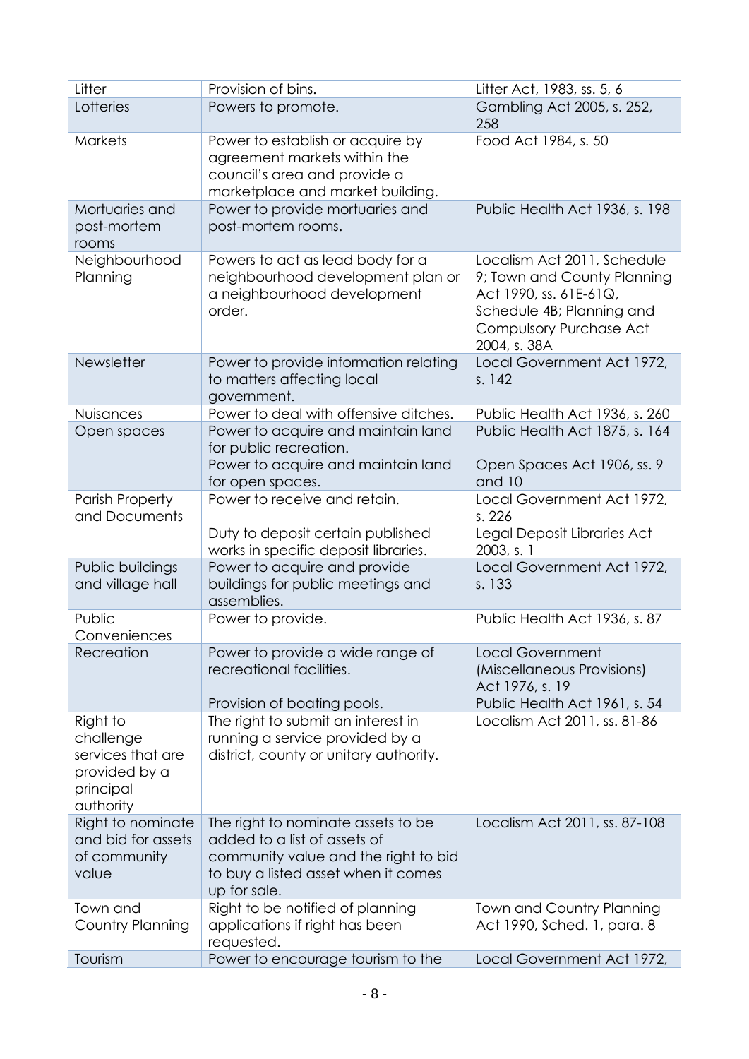| | | |
|---|---|---|
| Litter | Provision of bins. | Litter Act, 1983, ss. 5, 6 |
| Lotteries | Powers to promote. | Gambling Act 2005, s. 252, 258 |
| Markets | Power to establish or acquire by agreement markets within the council's area and provide a marketplace and market building. | Food Act 1984, s. 50 |
| Mortuaries and post-mortem rooms | Power to provide mortuaries and post-mortem rooms. | Public Health Act 1936, s. 198 |
| Neighbourhood Planning | Powers to act as lead body for a neighbourhood development plan or a neighbourhood development order. | Localism Act 2011, Schedule 9; Town and County Planning Act 1990, ss. 61E-61Q, Schedule 4B; Planning and Compulsory Purchase Act 2004, s. 38A |
| Newsletter | Power to provide information relating to matters affecting local government. | Local Government Act 1972, s. 142 |
| Nuisances | Power to deal with offensive ditches. | Public Health Act 1936, s. 260 |
| Open spaces | Power to acquire and maintain land for public recreation.<br>Power to acquire and maintain land for open spaces. | Public Health Act 1875, s. 164<br>Open Spaces Act 1906, ss. 9 and 10 |
| Parish Property and Documents | Power to receive and retain.<br><br>Duty to deposit certain published works in specific deposit libraries. | Local Government Act 1972, s. 226<br>Legal Deposit Libraries Act 2003, s. 1 |
| Public buildings and village hall | Power to acquire and provide buildings for public meetings and assemblies. | Local Government Act 1972, s. 133 |
| Public Conveniences | Power to provide. | Public Health Act 1936, s. 87 |
| Recreation | Power to provide a wide range of recreational facilities.<br><br>Provision of boating pools. | Local Government (Miscellaneous Provisions) Act 1976, s. 19<br>Public Health Act 1961, s. 54 |
| Right to challenge services that are provided by a principal authority | The right to submit an interest in running a service provided by a district, county or unitary authority. | Localism Act 2011, ss. 81-86 |
| Right to nominate and bid for assets of community value | The right to nominate assets to be added to a list of assets of community value and the right to bid to buy a listed asset when it comes up for sale. | Localism Act 2011, ss. 87-108 |
| Town and Country Planning | Right to be notified of planning applications if right has been requested. | Town and Country Planning Act 1990, Sched. 1, para. 8 |
| Tourism | Power to encourage tourism to the | Local Government Act 1972, |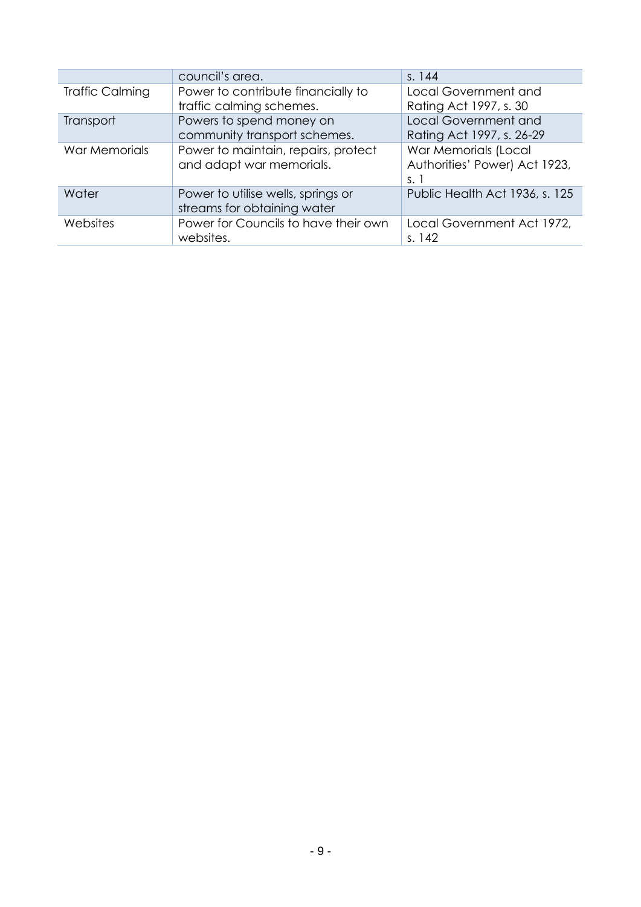| | | |
|---|---|---|
| | council's area. | s. 144 |
| Traffic Calming | Power to contribute financially to traffic calming schemes. | Local Government and Rating Act 1997, s. 30 |
| Transport | Powers to spend money on community transport schemes. | Local Government and Rating Act 1997, s. 26-29 |
| War Memorials | Power to maintain, repairs, protect and adapt war memorials. | War Memorials (Local Authorities' Power) Act 1923, s. 1 |
| Water | Power to utilise wells, springs or streams for obtaining water | Public Health Act 1936, s. 125 |
| Websites | Power for Councils to have their own websites. | Local Government Act 1972, s. 142 |